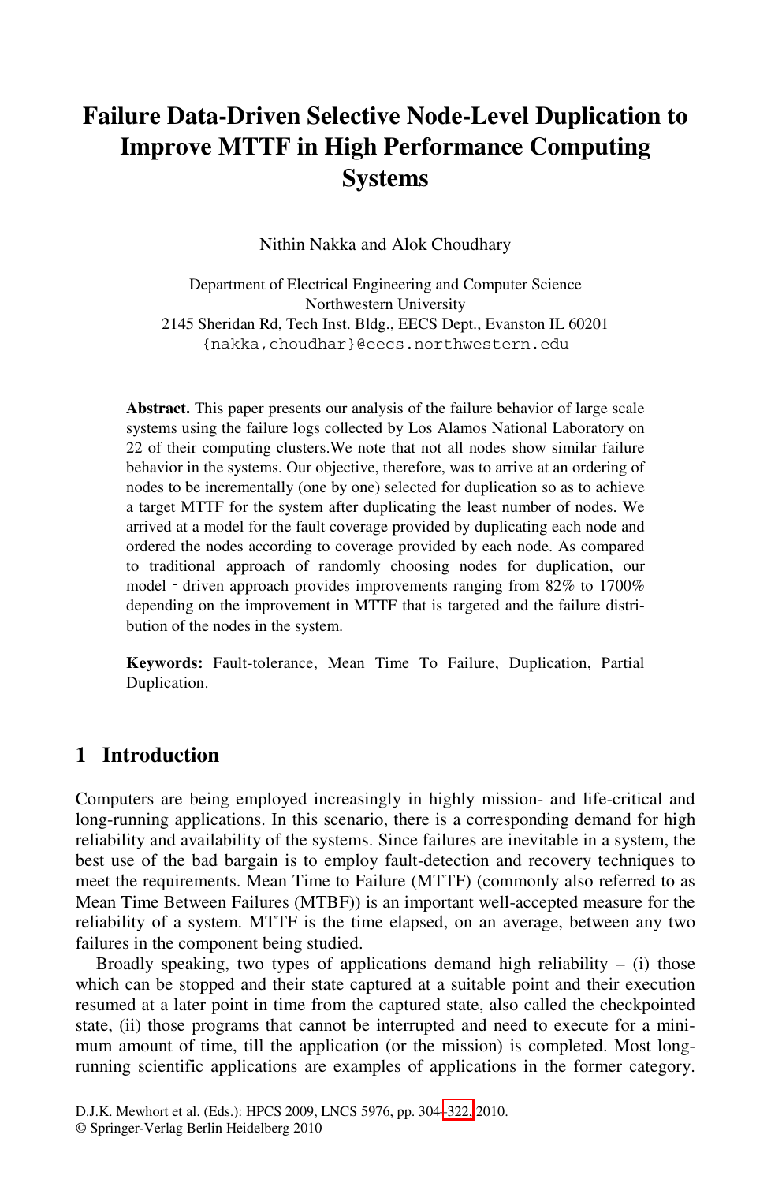# Failure Data-Driven Selective Node-Level Duplication to Improve MTTF in High Performance Computing Systems

Nithin Nakka and Alok Choudhary

Department of Electrical Engineering and Computer Science
Northwestern University
2145 Sheridan Rd, Tech Inst. Bldg., EECS Dept., Evanston IL 60201
{nakka,choudhar}@eecs.northwestern.edu

**Abstract.** This paper presents our analysis of the failure behavior of large scale systems using the failure logs collected by Los Alamos National Laboratory on 22 of their computing clusters.We note that not all nodes show similar failure behavior in the systems. Our objective, therefore, was to arrive at an ordering of nodes to be incrementally (one by one) selected for duplication so as to achieve a target MTTF for the system after duplicating the least number of nodes. We arrived at a model for the fault coverage provided by duplicating each node and ordered the nodes according to coverage provided by each node. As compared to traditional approach of randomly choosing nodes for duplication, our model - driven approach provides improvements ranging from 82% to 1700% depending on the improvement in MTTF that is targeted and the failure distribution of the nodes in the system.

**Keywords:** Fault-tolerance, Mean Time To Failure, Duplication, Partial Duplication.

## 1 Introduction

Computers are being employed increasingly in highly mission- and life-critical and long-running applications. In this scenario, there is a corresponding demand for high reliability and availability of the systems. Since failures are inevitable in a system, the best use of the bad bargain is to employ fault-detection and recovery techniques to meet the requirements. Mean Time to Failure (MTTF) (commonly also referred to as Mean Time Between Failures (MTBF)) is an important well-accepted measure for the reliability of a system. MTTF is the time elapsed, on an average, between any two failures in the component being studied.

Broadly speaking, two types of applications demand high reliability – (i) those which can be stopped and their state captured at a suitable point and their execution resumed at a later point in time from the captured state, also called the checkpointed state, (ii) those programs that cannot be interrupted and need to execute for a minimum amount of time, till the application (or the mission) is completed. Most long-running scientific applications are examples of applications in the former category.

D.J.K. Mewhort et al. (Eds.): HPCS 2009, LNCS 5976, pp. 304–322, 2010.
© Springer-Verlag Berlin Heidelberg 2010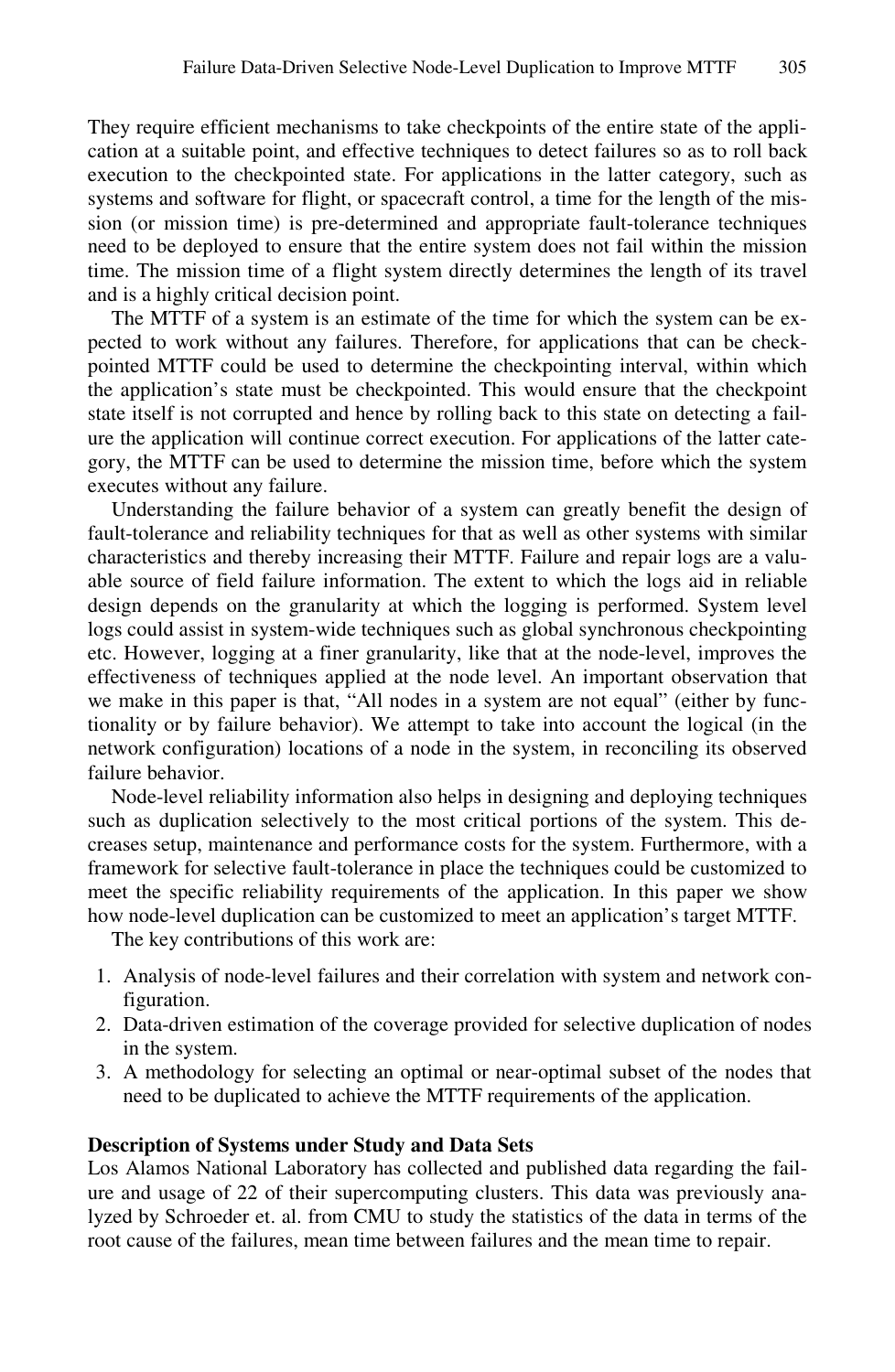They require efficient mechanisms to take checkpoints of the entire state of the application at a suitable point, and effective techniques to detect failures so as to roll back execution to the checkpointed state. For applications in the latter category, such as systems and software for flight, or spacecraft control, a time for the length of the mission (or mission time) is pre-determined and appropriate fault-tolerance techniques need to be deployed to ensure that the entire system does not fail within the mission time. The mission time of a flight system directly determines the length of its travel and is a highly critical decision point.

The MTTF of a system is an estimate of the time for which the system can be expected to work without any failures. Therefore, for applications that can be checkpointed MTTF could be used to determine the checkpointing interval, within which the application's state must be checkpointed. This would ensure that the checkpoint state itself is not corrupted and hence by rolling back to this state on detecting a failure the application will continue correct execution. For applications of the latter category, the MTTF can be used to determine the mission time, before which the system executes without any failure.

Understanding the failure behavior of a system can greatly benefit the design of fault-tolerance and reliability techniques for that as well as other systems with similar characteristics and thereby increasing their MTTF. Failure and repair logs are a valuable source of field failure information. The extent to which the logs aid in reliable design depends on the granularity at which the logging is performed. System level logs could assist in system-wide techniques such as global synchronous checkpointing etc. However, logging at a finer granularity, like that at the node-level, improves the effectiveness of techniques applied at the node level. An important observation that we make in this paper is that, "All nodes in a system are not equal" (either by functionality or by failure behavior). We attempt to take into account the logical (in the network configuration) locations of a node in the system, in reconciling its observed failure behavior.

Node-level reliability information also helps in designing and deploying techniques such as duplication selectively to the most critical portions of the system. This decreases setup, maintenance and performance costs for the system. Furthermore, with a framework for selective fault-tolerance in place the techniques could be customized to meet the specific reliability requirements of the application. In this paper we show how node-level duplication can be customized to meet an application's target MTTF.

The key contributions of this work are:

1. Analysis of node-level failures and their correlation with system and network configuration.
2. Data-driven estimation of the coverage provided for selective duplication of nodes in the system.
3. A methodology for selecting an optimal or near-optimal subset of the nodes that need to be duplicated to achieve the MTTF requirements of the application.

**Description of Systems under Study and Data Sets**

Los Alamos National Laboratory has collected and published data regarding the failure and usage of 22 of their supercomputing clusters. This data was previously analyzed by Schroeder et. al. from CMU to study the statistics of the data in terms of the root cause of the failures, mean time between failures and the mean time to repair.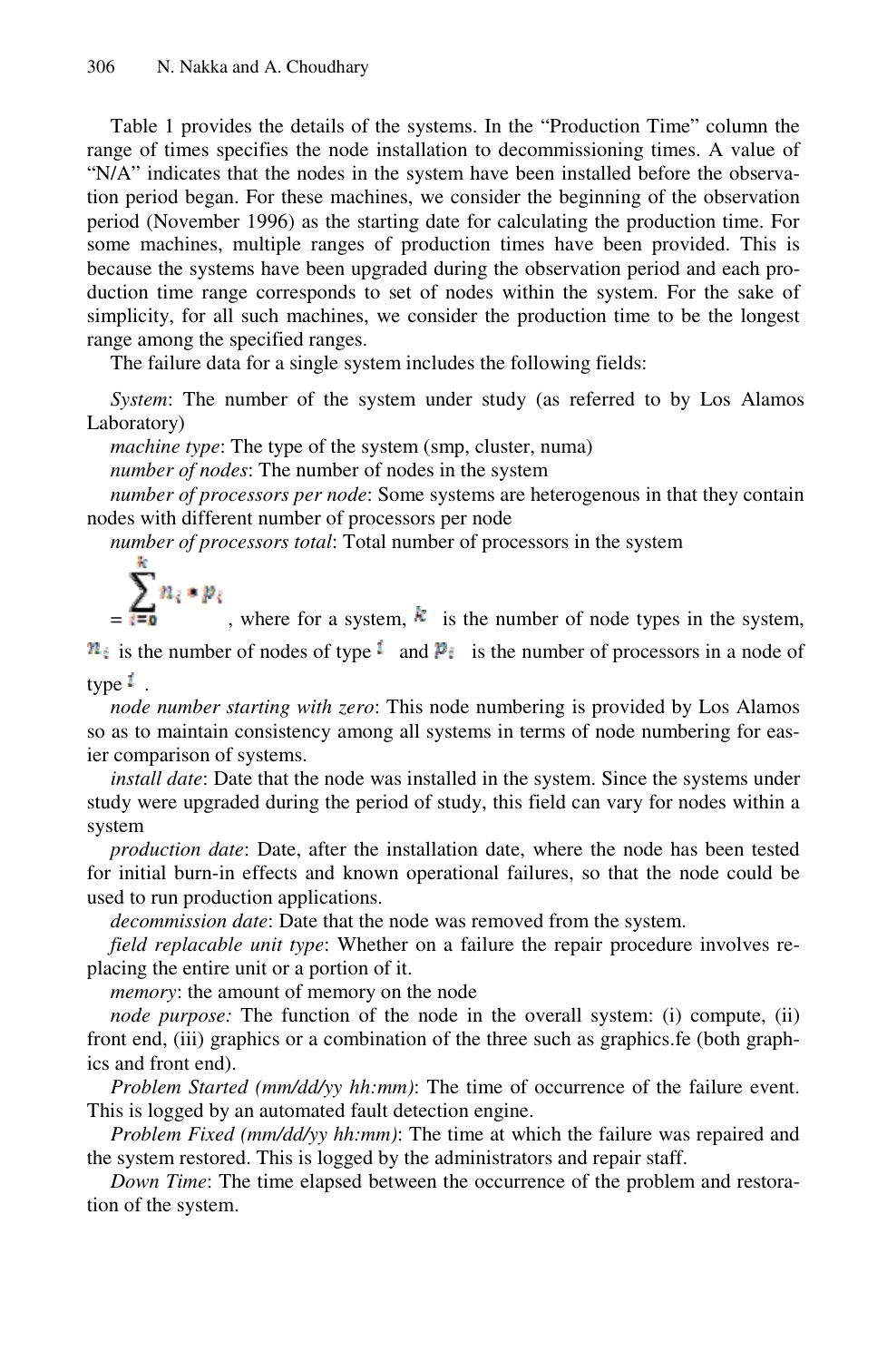Table 1 provides the details of the systems. In the "Production Time" column the range of times specifies the node installation to decommissioning times. A value of "N/A" indicates that the nodes in the system have been installed before the observation period began. For these machines, we consider the beginning of the observation period (November 1996) as the starting date for calculating the production time. For some machines, multiple ranges of production times have been provided. This is because the systems have been upgraded during the observation period and each production time range corresponds to set of nodes within the system. For the sake of simplicity, for all such machines, we consider the production time to be the longest range among the specified ranges.

The failure data for a single system includes the following fields:

*System*: The number of the system under study (as referred to by Los Alamos Laboratory)

*machine type*: The type of the system (smp, cluster, numa)

*number of nodes*: The number of nodes in the system

*number of processors per node*: Some systems are heterogenous in that they contain nodes with different number of processors per node

*number of processors total*: Total number of processors in the system $= \sum_{i=0}^{k} n_i * p_i$, where for a system, $k$ is the number of node types in the system, $n_i$ is the number of nodes of type $i$ and $p_i$ is the number of processors in a node of type $i$.

*node number starting with zero*: This node numbering is provided by Los Alamos so as to maintain consistency among all systems in terms of node numbering for easier comparison of systems.

*install date*: Date that the node was installed in the system. Since the systems under study were upgraded during the period of study, this field can vary for nodes within a system

*production date*: Date, after the installation date, where the node has been tested for initial burn-in effects and known operational failures, so that the node could be used to run production applications.

*decommission date*: Date that the node was removed from the system.

*field replacable unit type*: Whether on a failure the repair procedure involves replacing the entire unit or a portion of it.

*memory*: the amount of memory on the node

*node purpose:* The function of the node in the overall system: (i) compute, (ii) front end, (iii) graphics or a combination of the three such as graphics.fe (both graphics and front end).

*Problem Started (mm/dd/yy hh:mm)*: The time of occurrence of the failure event. This is logged by an automated fault detection engine.

*Problem Fixed (mm/dd/yy hh:mm)*: The time at which the failure was repaired and the system restored. This is logged by the administrators and repair staff.

*Down Time*: The time elapsed between the occurrence of the problem and restoration of the system.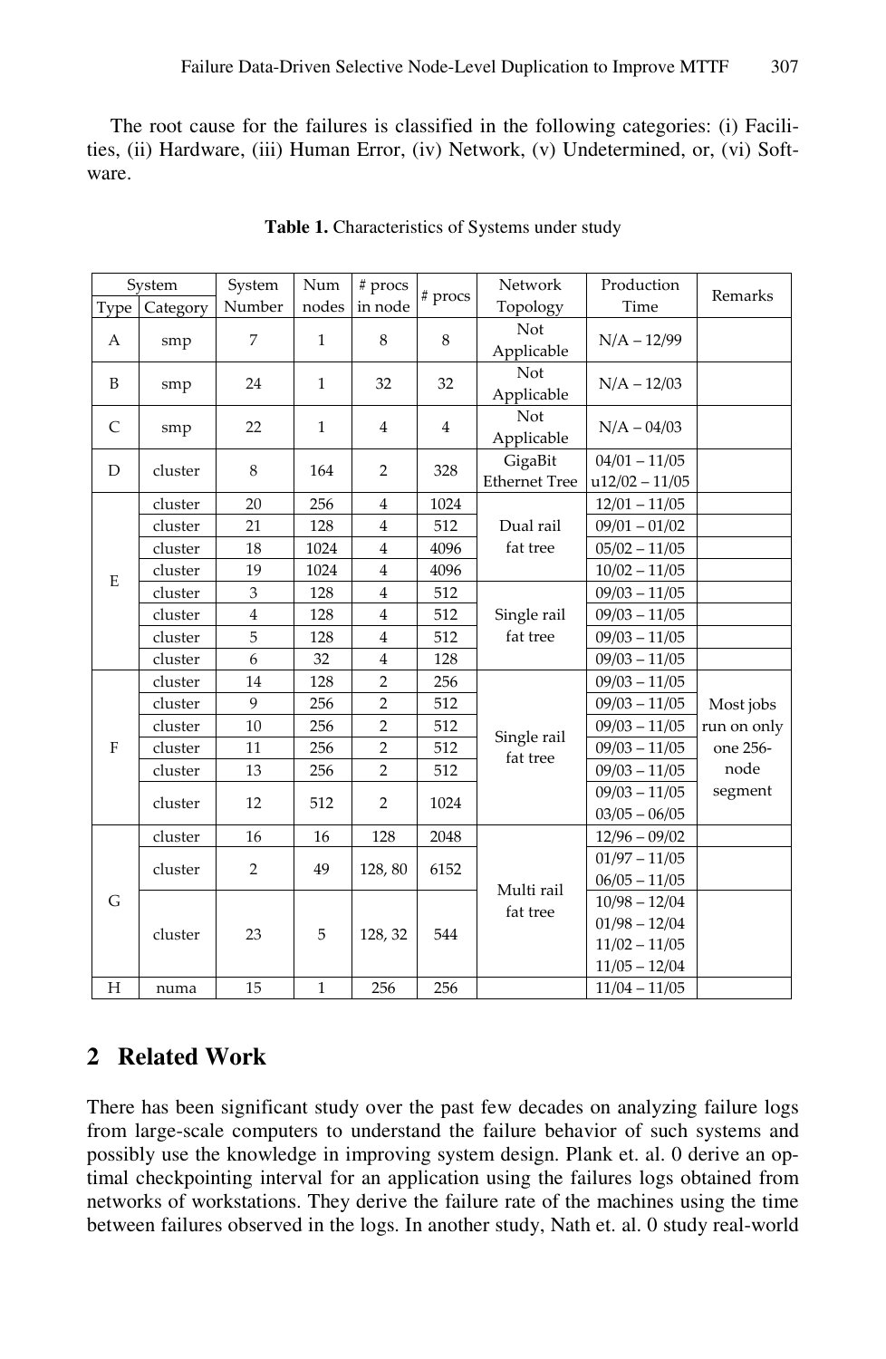The root cause for the failures is classified in the following categories: (i) Facilities, (ii) Hardware, (iii) Human Error, (iv) Network, (v) Undetermined, or, (vi) Software.

**Table 1.** Characteristics of Systems under study

| System | | System | Num | # procs | # procs | Network | Production | Remarks |
|---|---|---|---|---|---|---|---|---|
| Type | Category | Number | nodes | in node | | Topology | Time | |
| A | smp | 7 | 1 | 8 | 8 | Not Applicable | N/A – 12/99 | |
| B | smp | 24 | 1 | 32 | 32 | Not Applicable | N/A – 12/03 | |
| C | smp | 22 | 1 | 4 | 4 | Not Applicable | N/A – 04/03 | |
| D | cluster | 8 | 164 | 2 | 328 | GigaBit Ethernet Tree | 04/01 – 11/05<br>u12/02 – 11/05 | |
| E | cluster | 20 | 256 | 4 | 1024 | Dual rail fat tree | 12/01 – 11/05 | |
| | cluster | 21 | 128 | 4 | 512 | | 09/01 – 01/02 | |
| | cluster | 18 | 1024 | 4 | 4096 | | 05/02 – 11/05 | |
| | cluster | 19 | 1024 | 4 | 4096 | | 10/02 – 11/05 | |
| | cluster | 3 | 128 | 4 | 512 | Single rail fat tree | 09/03 – 11/05 | |
| | cluster | 4 | 128 | 4 | 512 | | 09/03 – 11/05 | |
| | cluster | 5 | 128 | 4 | 512 | | 09/03 – 11/05 | |
| | cluster | 6 | 32 | 4 | 128 | | 09/03 – 11/05 | |
| F | cluster | 14 | 128 | 2 | 256 | Single rail fat tree | 09/03 – 11/05 | Most jobs run on only one 256-node segment |
| | cluster | 9 | 256 | 2 | 512 | | 09/03 – 11/05 | |
| | cluster | 10 | 256 | 2 | 512 | | 09/03 – 11/05 | |
| | cluster | 11 | 256 | 2 | 512 | | 09/03 – 11/05 | |
| | cluster | 13 | 256 | 2 | 512 | | 09/03 – 11/05 | |
| | cluster | 12 | 512 | 2 | 1024 | | 09/03 – 11/05<br>03/05 – 06/05 | |
| G | cluster | 16 | 16 | 128 | 2048 | Multi rail fat tree | 12/96 – 09/02 | |
| | cluster | 2 | 49 | 128, 80 | 6152 | | 01/97 – 11/05<br>06/05 – 11/05 | |
| | cluster | 23 | 5 | 128, 32 | 544 | | 10/98 – 12/04<br>01/98 – 12/04<br>11/02 – 11/05<br>11/05 – 12/04 | |
| H | numa | 15 | 1 | 256 | 256 | | 11/04 – 11/05 | |

## 2 Related Work

There has been significant study over the past few decades on analyzing failure logs from large-scale computers to understand the failure behavior of such systems and possibly use the knowledge in improving system design. Plank et. al. 0 derive an optimal checkpointing interval for an application using the failures logs obtained from networks of workstations. They derive the failure rate of the machines using the time between failures observed in the logs. In another study, Nath et. al. 0 study real-world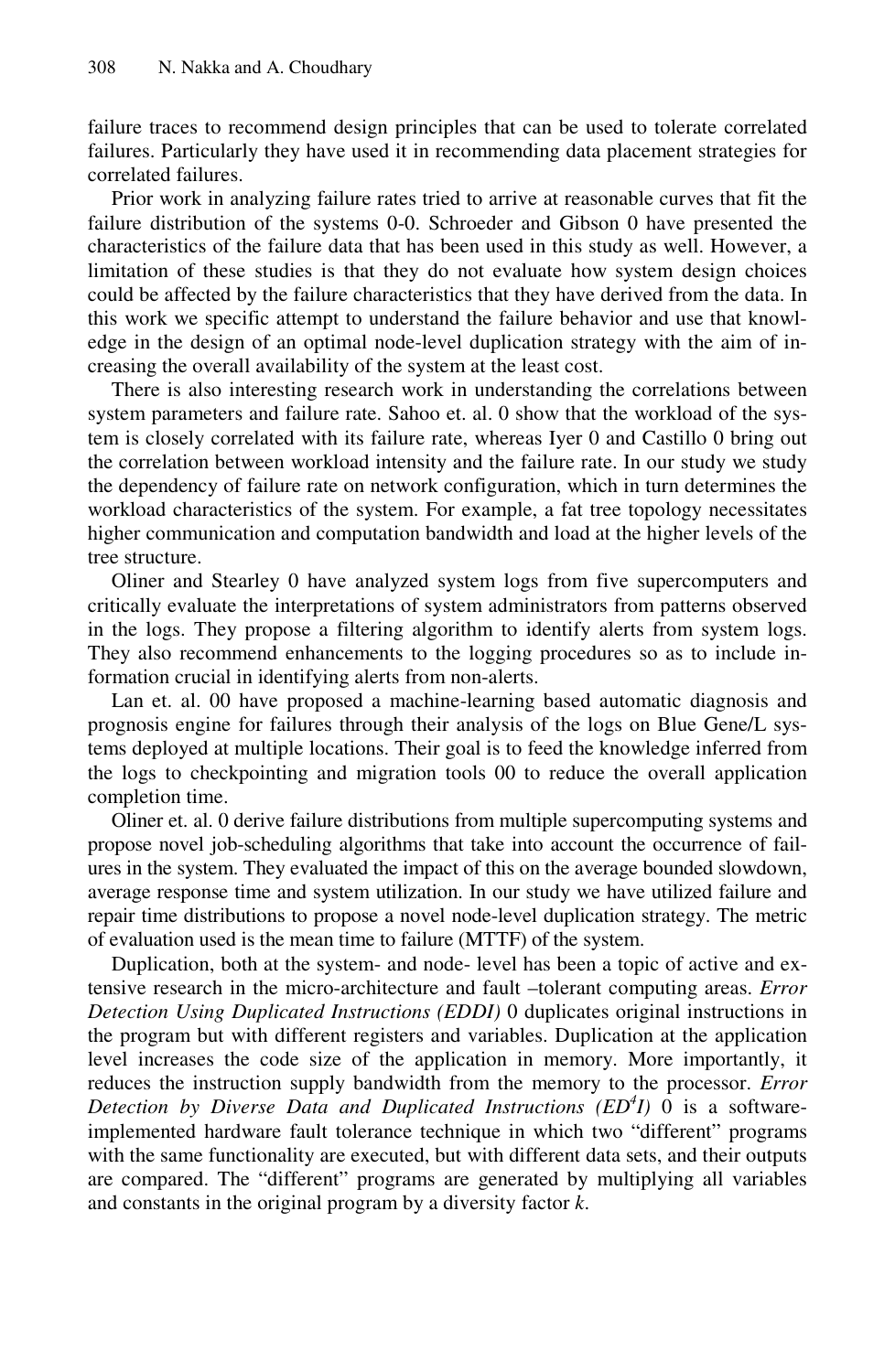failure traces to recommend design principles that can be used to tolerate correlated failures. Particularly they have used it in recommending data placement strategies for correlated failures.

Prior work in analyzing failure rates tried to arrive at reasonable curves that fit the failure distribution of the systems 0-0. Schroeder and Gibson 0 have presented the characteristics of the failure data that has been used in this study as well. However, a limitation of these studies is that they do not evaluate how system design choices could be affected by the failure characteristics that they have derived from the data. In this work we specific attempt to understand the failure behavior and use that knowledge in the design of an optimal node-level duplication strategy with the aim of increasing the overall availability of the system at the least cost.

There is also interesting research work in understanding the correlations between system parameters and failure rate. Sahoo et. al. 0 show that the workload of the system is closely correlated with its failure rate, whereas Iyer 0 and Castillo 0 bring out the correlation between workload intensity and the failure rate. In our study we study the dependency of failure rate on network configuration, which in turn determines the workload characteristics of the system. For example, a fat tree topology necessitates higher communication and computation bandwidth and load at the higher levels of the tree structure.

Oliner and Stearley 0 have analyzed system logs from five supercomputers and critically evaluate the interpretations of system administrators from patterns observed in the logs. They propose a filtering algorithm to identify alerts from system logs. They also recommend enhancements to the logging procedures so as to include information crucial in identifying alerts from non-alerts.

Lan et. al. 00 have proposed a machine-learning based automatic diagnosis and prognosis engine for failures through their analysis of the logs on Blue Gene/L systems deployed at multiple locations. Their goal is to feed the knowledge inferred from the logs to checkpointing and migration tools 00 to reduce the overall application completion time.

Oliner et. al. 0 derive failure distributions from multiple supercomputing systems and propose novel job-scheduling algorithms that take into account the occurrence of failures in the system. They evaluated the impact of this on the average bounded slowdown, average response time and system utilization. In our study we have utilized failure and repair time distributions to propose a novel node-level duplication strategy. The metric of evaluation used is the mean time to failure (MTTF) of the system.

Duplication, both at the system- and node- level has been a topic of active and extensive research in the micro-architecture and fault –tolerant computing areas. *Error Detection Using Duplicated Instructions (EDDI)* 0 duplicates original instructions in the program but with different registers and variables. Duplication at the application level increases the code size of the application in memory. More importantly, it reduces the instruction supply bandwidth from the memory to the processor. *Error Detection by Diverse Data and Duplicated Instructions ($ED^4I$)* 0 is a software-implemented hardware fault tolerance technique in which two "different" programs with the same functionality are executed, but with different data sets, and their outputs are compared. The "different" programs are generated by multiplying all variables and constants in the original program by a diversity factor *k*.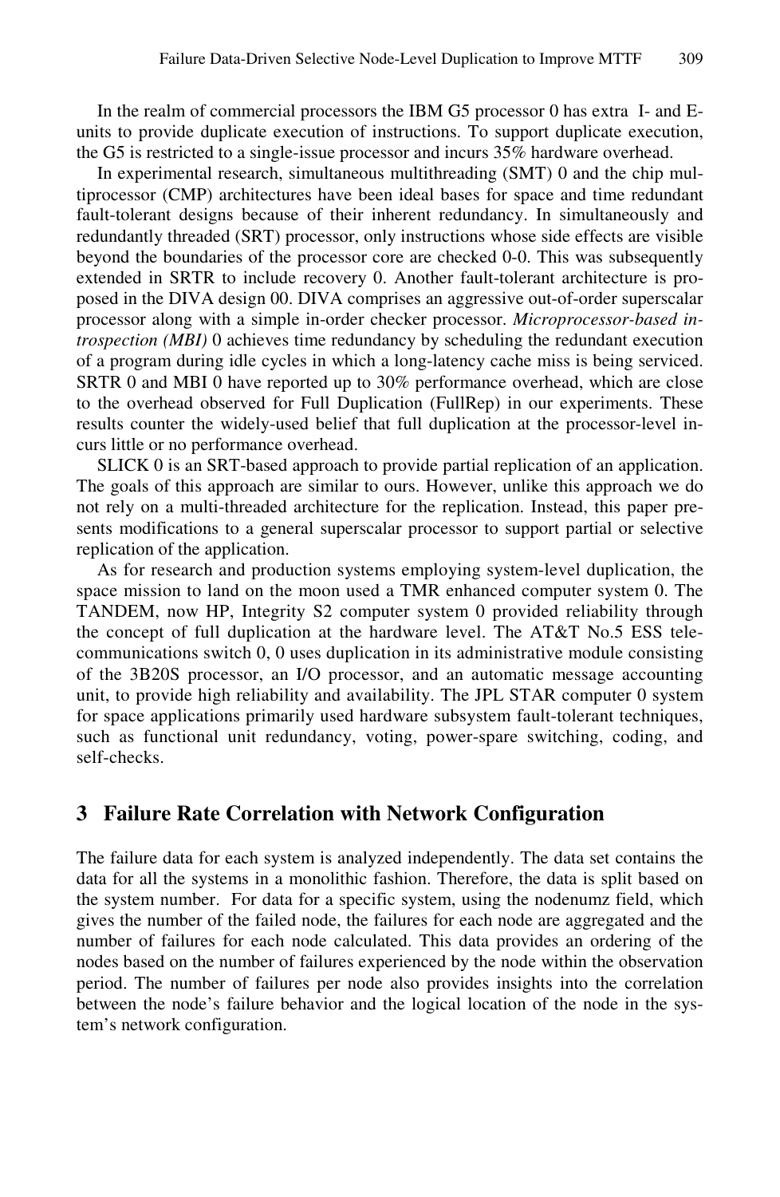In the realm of commercial processors the IBM G5 processor 0 has extra I- and E-units to provide duplicate execution of instructions. To support duplicate execution, the G5 is restricted to a single-issue processor and incurs 35% hardware overhead.

In experimental research, simultaneous multithreading (SMT) 0 and the chip multiprocessor (CMP) architectures have been ideal bases for space and time redundant fault-tolerant designs because of their inherent redundancy. In simultaneously and redundantly threaded (SRT) processor, only instructions whose side effects are visible beyond the boundaries of the processor core are checked 0-0. This was subsequently extended in SRTR to include recovery 0. Another fault-tolerant architecture is proposed in the DIVA design 00. DIVA comprises an aggressive out-of-order superscalar processor along with a simple in-order checker processor. *Microprocessor-based introspection (MBI)* 0 achieves time redundancy by scheduling the redundant execution of a program during idle cycles in which a long-latency cache miss is being serviced. SRTR 0 and MBI 0 have reported up to 30% performance overhead, which are close to the overhead observed for Full Duplication (FullRep) in our experiments. These results counter the widely-used belief that full duplication at the processor-level incurs little or no performance overhead.

SLICK 0 is an SRT-based approach to provide partial replication of an application. The goals of this approach are similar to ours. However, unlike this approach we do not rely on a multi-threaded architecture for the replication. Instead, this paper presents modifications to a general superscalar processor to support partial or selective replication of the application.

As for research and production systems employing system-level duplication, the space mission to land on the moon used a TMR enhanced computer system 0. The TANDEM, now HP, Integrity S2 computer system 0 provided reliability through the concept of full duplication at the hardware level. The AT&T No.5 ESS telecommunications switch 0, 0 uses duplication in its administrative module consisting of the 3B20S processor, an I/O processor, and an automatic message accounting unit, to provide high reliability and availability. The JPL STAR computer 0 system for space applications primarily used hardware subsystem fault-tolerant techniques, such as functional unit redundancy, voting, power-spare switching, coding, and self-checks.

## 3 Failure Rate Correlation with Network Configuration

The failure data for each system is analyzed independently. The data set contains the data for all the systems in a monolithic fashion. Therefore, the data is split based on the system number. For data for a specific system, using the nodenumz field, which gives the number of the failed node, the failures for each node are aggregated and the number of failures for each node calculated. This data provides an ordering of the nodes based on the number of failures experienced by the node within the observation period. The number of failures per node also provides insights into the correlation between the node's failure behavior and the logical location of the node in the system's network configuration.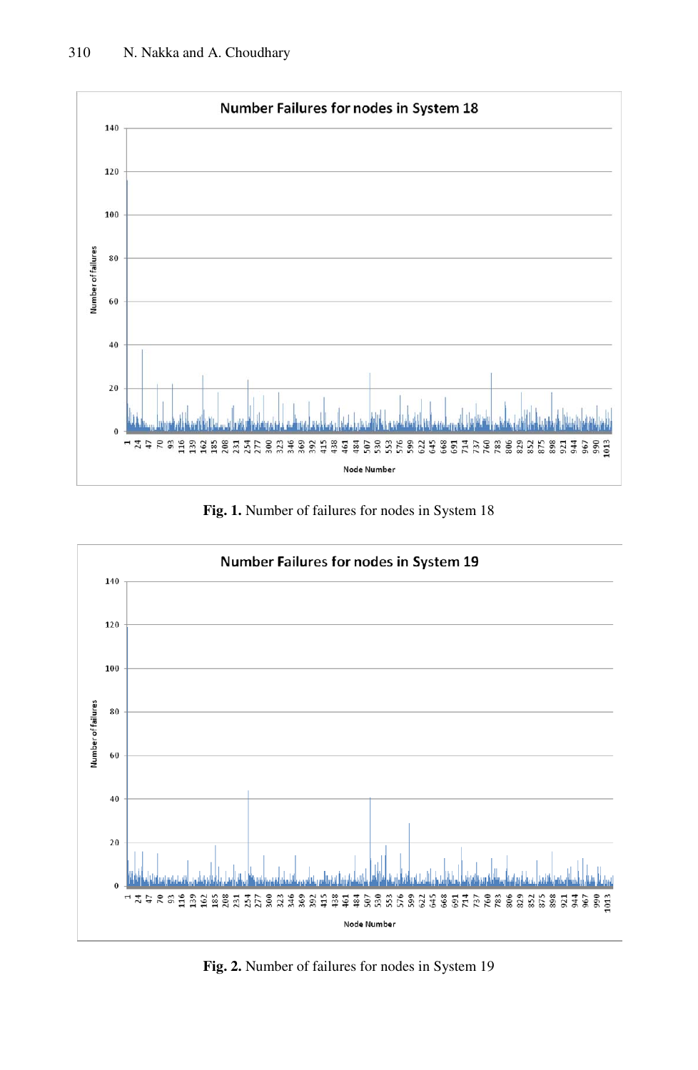**Fig. 1.** Number of failures for nodes in System 18

**Fig. 2.** Number of failures for nodes in System 19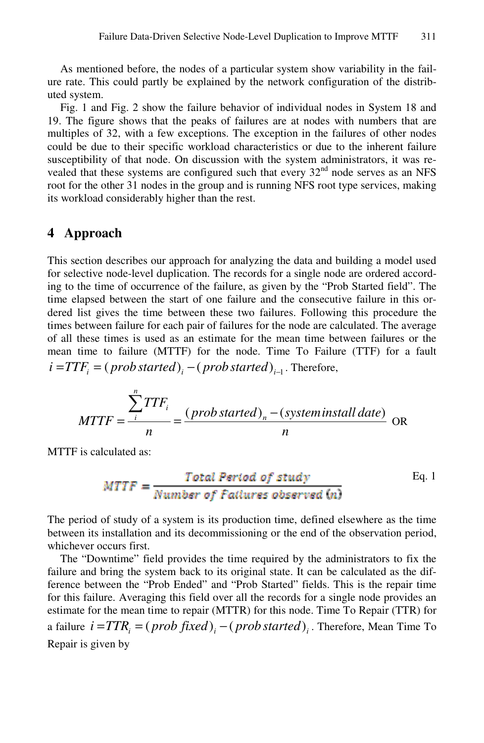As mentioned before, the nodes of a particular system show variability in the failure rate. This could partly be explained by the network configuration of the distributed system.

Fig. 1 and Fig. 2 show the failure behavior of individual nodes in System 18 and 19. The figure shows that the peaks of failures are at nodes with numbers that are multiples of 32, with a few exceptions. The exception in the failures of other nodes could be due to their specific workload characteristics or due to the inherent failure susceptibility of that node. On discussion with the system administrators, it was revealed that these systems are configured such that every 32[nd] node serves as an NFS root for the other 31 nodes in the group and is running NFS root type services, making its workload considerably higher than the rest.

## 4 Approach

This section describes our approach for analyzing the data and building a model used for selective node-level duplication. The records for a single node are ordered according to the time of occurrence of the failure, as given by the "Prob Started field". The time elapsed between the start of one failure and the consecutive failure in this ordered list gives the time between these two failures. Following this procedure the times between failure for each pair of failures for the node are calculated. The average of all these times is used as an estimate for the mean time between failures or the mean time to failure (MTTF) for the node. Time To Failure (TTF) for a fault $i = TTF_i = (prob\,started)_i - (prob\,started)_{i-1}$. Therefore,

$$MTTF = \frac{\sum_{i}^{n} TTF_i}{n} = \frac{(prob\,started)_n - (system\,install\,date)}{n} \quad \text{OR}$$

MTTF is calculated as:

$$MTTF = \frac{\text{Total Period of study}}{\text{Number of Failures observed } (n)} \qquad \text{Eq. 1}$$

The period of study of a system is its production time, defined elsewhere as the time between its installation and its decommissioning or the end of the observation period, whichever occurs first.

The "Downtime" field provides the time required by the administrators to fix the failure and bring the system back to its original state. It can be calculated as the difference between the "Prob Ended" and "Prob Started" fields. This is the repair time for this failure. Averaging this field over all the records for a single node provides an estimate for the mean time to repair (MTTR) for this node. Time To Repair (TTR) for a failure $i = TTR_i = (prob\,fixed)_i - (prob\,started)_i$. Therefore, Mean Time To Repair is given by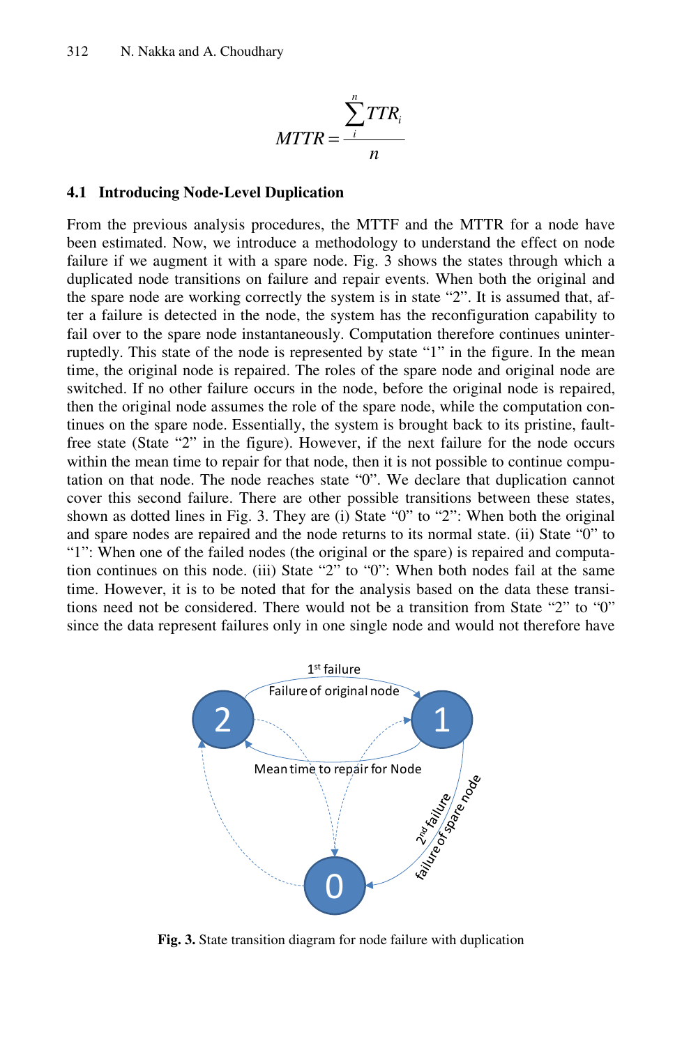$$MTTR = \frac{\sum_{i}^{n} TTR_i}{n}$$

### 4.1 Introducing Node-Level Duplication

From the previous analysis procedures, the MTTF and the MTTR for a node have been estimated. Now, we introduce a methodology to understand the effect on node failure if we augment it with a spare node. Fig. 3 shows the states through which a duplicated node transitions on failure and repair events. When both the original and the spare node are working correctly the system is in state "2". It is assumed that, after a failure is detected in the node, the system has the reconfiguration capability to fail over to the spare node instantaneously. Computation therefore continues uninterruptedly. This state of the node is represented by state "1" in the figure. In the mean time, the original node is repaired. The roles of the spare node and original node are switched. If no other failure occurs in the node, before the original node is repaired, then the original node assumes the role of the spare node, while the computation continues on the spare node. Essentially, the system is brought back to its pristine, fault-free state (State "2" in the figure). However, if the next failure for the node occurs within the mean time to repair for that node, then it is not possible to continue computation on that node. The node reaches state "0". We declare that duplication cannot cover this second failure. There are other possible transitions between these states, shown as dotted lines in Fig. 3. They are (i) State "0" to "2": When both the original and spare nodes are repaired and the node returns to its normal state. (ii) State "0" to "1": When one of the failed nodes (the original or the spare) is repaired and computation continues on this node. (iii) State "2" to "0": When both nodes fail at the same time. However, it is to be noted that for the analysis based on the data these transitions need not be considered. There would not be a transition from State "2" to "0" since the data represent failures only in one single node and would not therefore have

Fig. 3. State transition diagram for node failure with duplication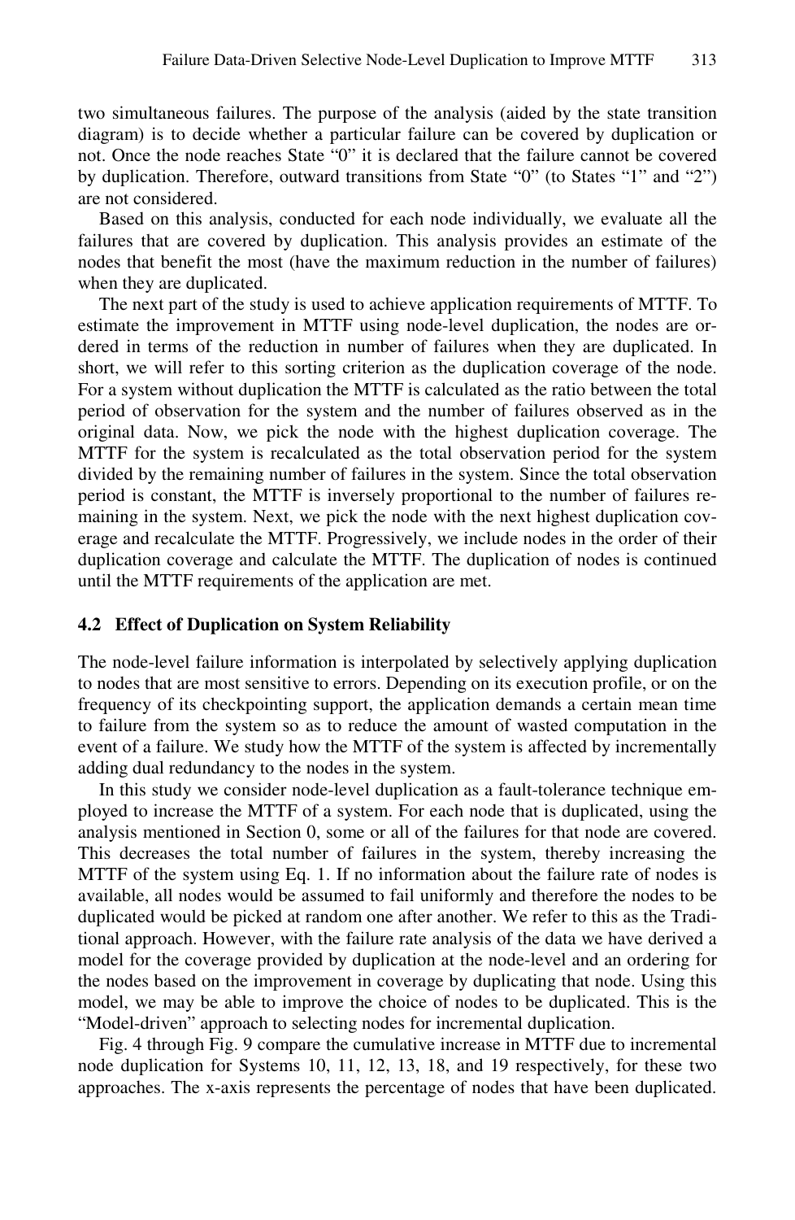two simultaneous failures. The purpose of the analysis (aided by the state transition diagram) is to decide whether a particular failure can be covered by duplication or not. Once the node reaches State "0" it is declared that the failure cannot be covered by duplication. Therefore, outward transitions from State "0" (to States "1" and "2") are not considered.

Based on this analysis, conducted for each node individually, we evaluate all the failures that are covered by duplication. This analysis provides an estimate of the nodes that benefit the most (have the maximum reduction in the number of failures) when they are duplicated.

The next part of the study is used to achieve application requirements of MTTF. To estimate the improvement in MTTF using node-level duplication, the nodes are ordered in terms of the reduction in number of failures when they are duplicated. In short, we will refer to this sorting criterion as the duplication coverage of the node. For a system without duplication the MTTF is calculated as the ratio between the total period of observation for the system and the number of failures observed as in the original data. Now, we pick the node with the highest duplication coverage. The MTTF for the system is recalculated as the total observation period for the system divided by the remaining number of failures in the system. Since the total observation period is constant, the MTTF is inversely proportional to the number of failures remaining in the system. Next, we pick the node with the next highest duplication coverage and recalculate the MTTF. Progressively, we include nodes in the order of their duplication coverage and calculate the MTTF. The duplication of nodes is continued until the MTTF requirements of the application are met.

### 4.2 Effect of Duplication on System Reliability

The node-level failure information is interpolated by selectively applying duplication to nodes that are most sensitive to errors. Depending on its execution profile, or on the frequency of its checkpointing support, the application demands a certain mean time to failure from the system so as to reduce the amount of wasted computation in the event of a failure. We study how the MTTF of the system is affected by incrementally adding dual redundancy to the nodes in the system.

In this study we consider node-level duplication as a fault-tolerance technique employed to increase the MTTF of a system. For each node that is duplicated, using the analysis mentioned in Section 0, some or all of the failures for that node are covered. This decreases the total number of failures in the system, thereby increasing the MTTF of the system using Eq. 1. If no information about the failure rate of nodes is available, all nodes would be assumed to fail uniformly and therefore the nodes to be duplicated would be picked at random one after another. We refer to this as the Traditional approach. However, with the failure rate analysis of the data we have derived a model for the coverage provided by duplication at the node-level and an ordering for the nodes based on the improvement in coverage by duplicating that node. Using this model, we may be able to improve the choice of nodes to be duplicated. This is the "Model-driven" approach to selecting nodes for incremental duplication.

Fig. 4 through Fig. 9 compare the cumulative increase in MTTF due to incremental node duplication for Systems 10, 11, 12, 13, 18, and 19 respectively, for these two approaches. The x-axis represents the percentage of nodes that have been duplicated.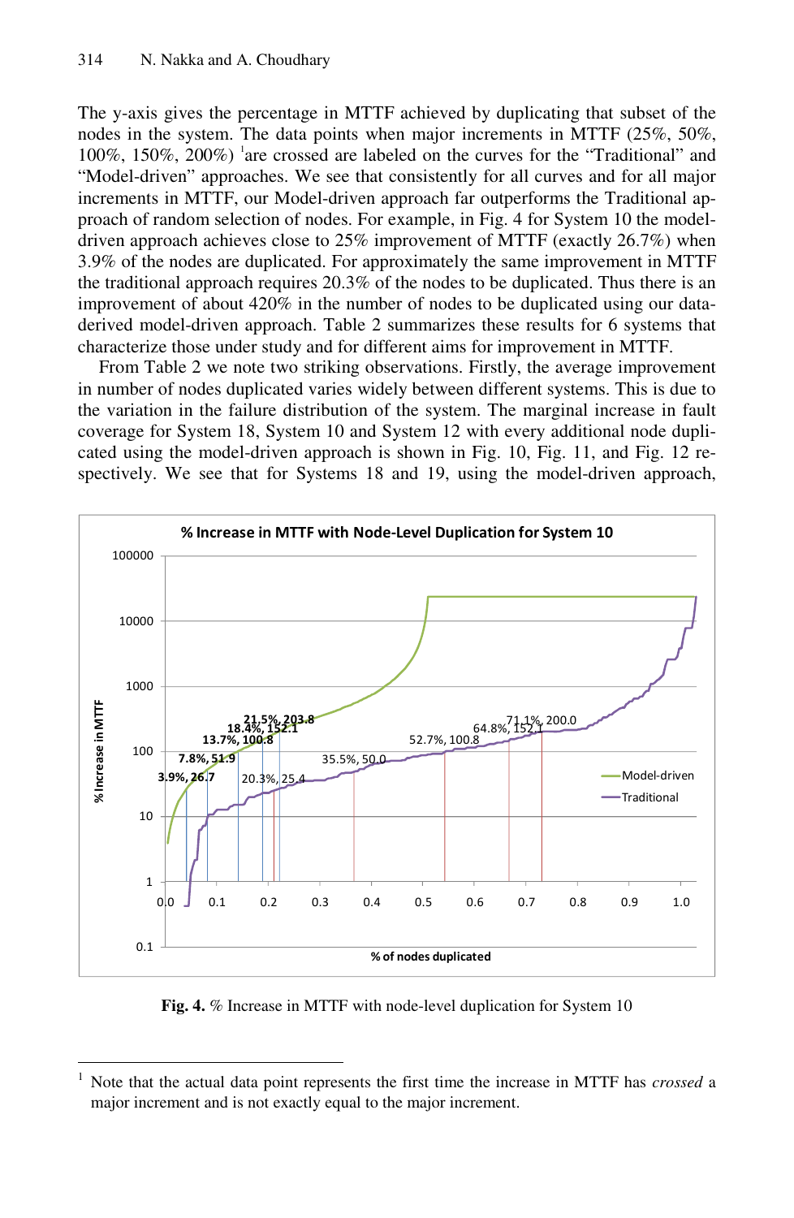The y-axis gives the percentage in MTTF achieved by duplicating that subset of the nodes in the system. The data points when major increments in MTTF (25%, 50%, 100%, 150%, 200%) [1]are crossed are labeled on the curves for the "Traditional" and "Model-driven" approaches. We see that consistently for all curves and for all major increments in MTTF, our Model-driven approach far outperforms the Traditional approach of random selection of nodes. For example, in Fig. 4 for System 10 the model-driven approach achieves close to 25% improvement of MTTF (exactly 26.7%) when 3.9% of the nodes are duplicated. For approximately the same improvement in MTTF the traditional approach requires 20.3% of the nodes to be duplicated. Thus there is an improvement of about 420% in the number of nodes to be duplicated using our data-derived model-driven approach. Table 2 summarizes these results for 6 systems that characterize those under study and for different aims for improvement in MTTF.

From Table 2 we note two striking observations. Firstly, the average improvement in number of nodes duplicated varies widely between different systems. This is due to the variation in the failure distribution of the system. The marginal increase in fault coverage for System 18, System 10 and System 12 with every additional node duplicated using the model-driven approach is shown in Fig. 10, Fig. 11, and Fig. 12 respectively. We see that for Systems 18 and 19, using the model-driven approach,

**Fig. 4.** % Increase in MTTF with node-level duplication for System 10

[1] Note that the actual data point represents the first time the increase in MTTF has *crossed* a major increment and is not exactly equal to the major increment.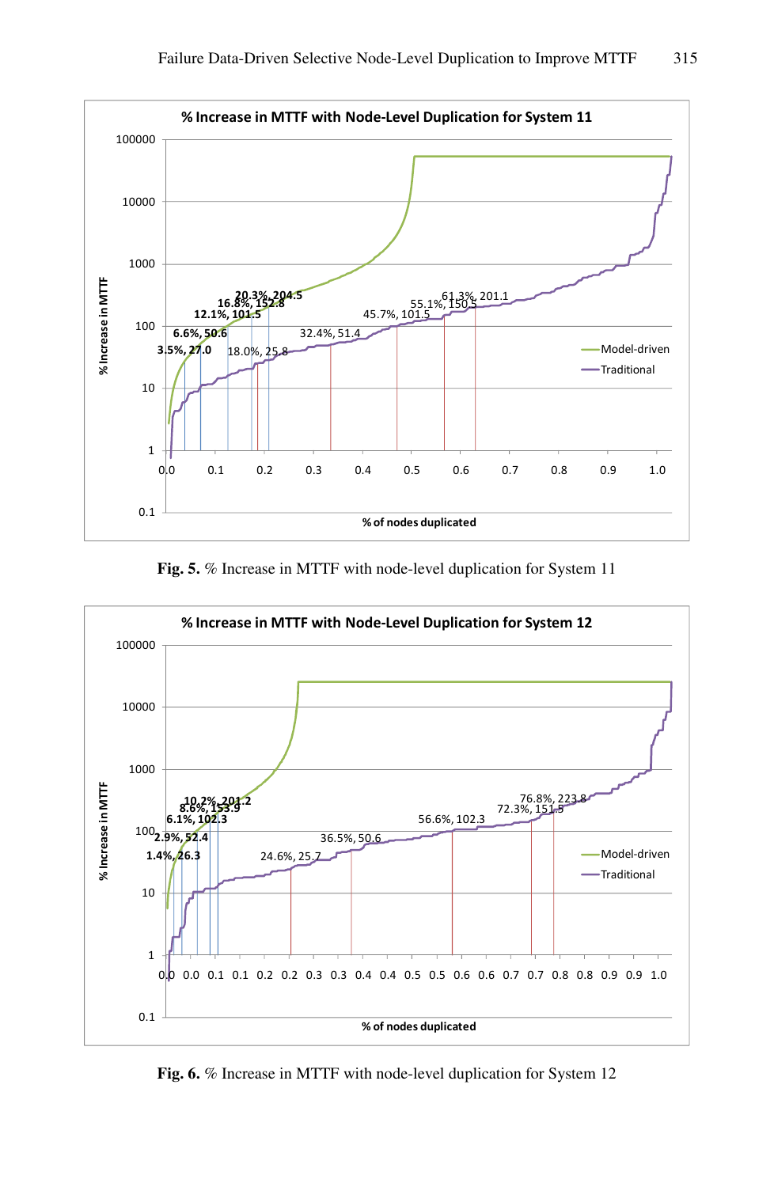**Fig. 5.** % Increase in MTTF with node-level duplication for System 11

**Fig. 6.** % Increase in MTTF with node-level duplication for System 12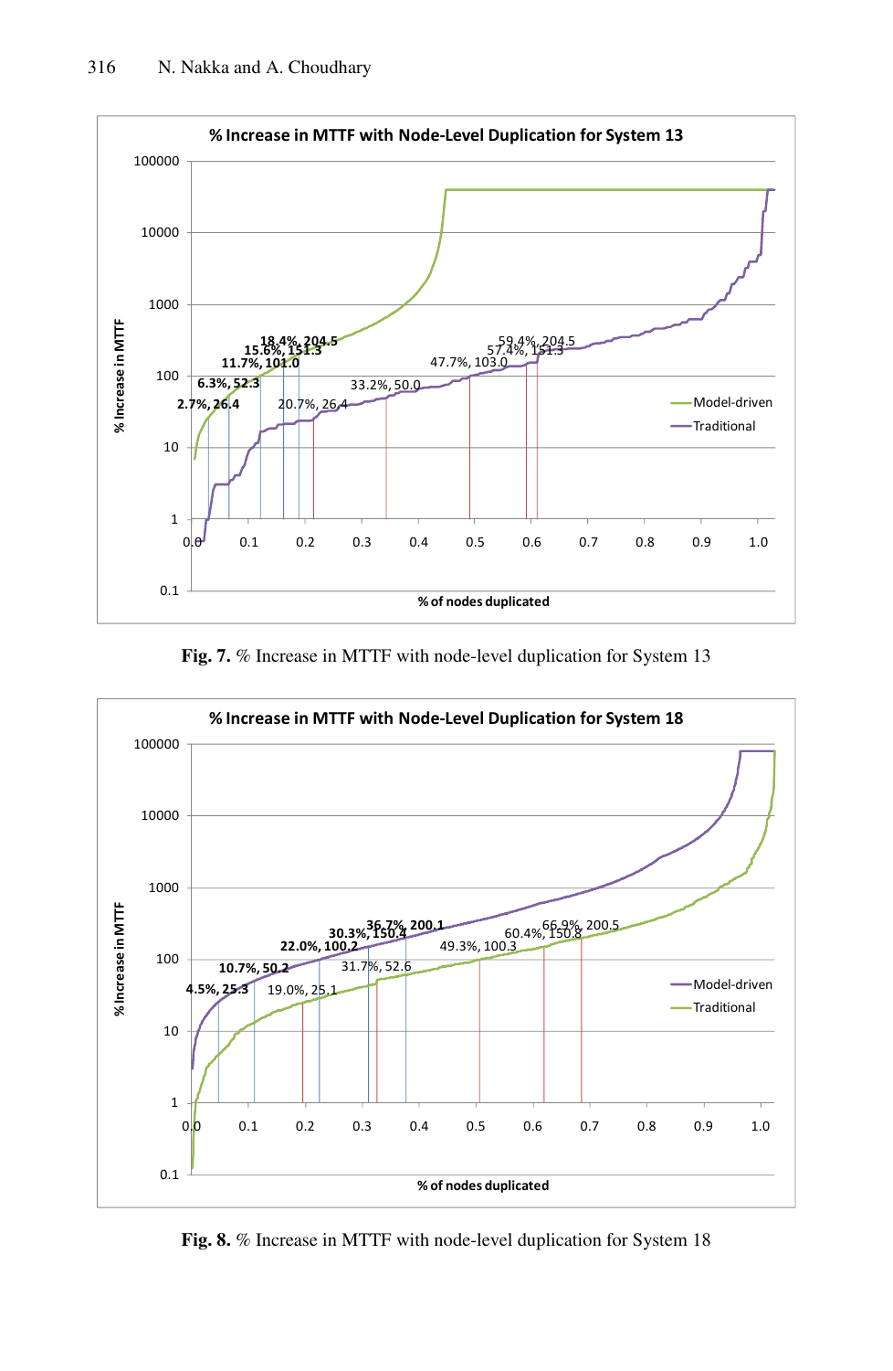Fig. 7. % Increase in MTTF with node-level duplication for System 13

Fig. 8. % Increase in MTTF with node-level duplication for System 18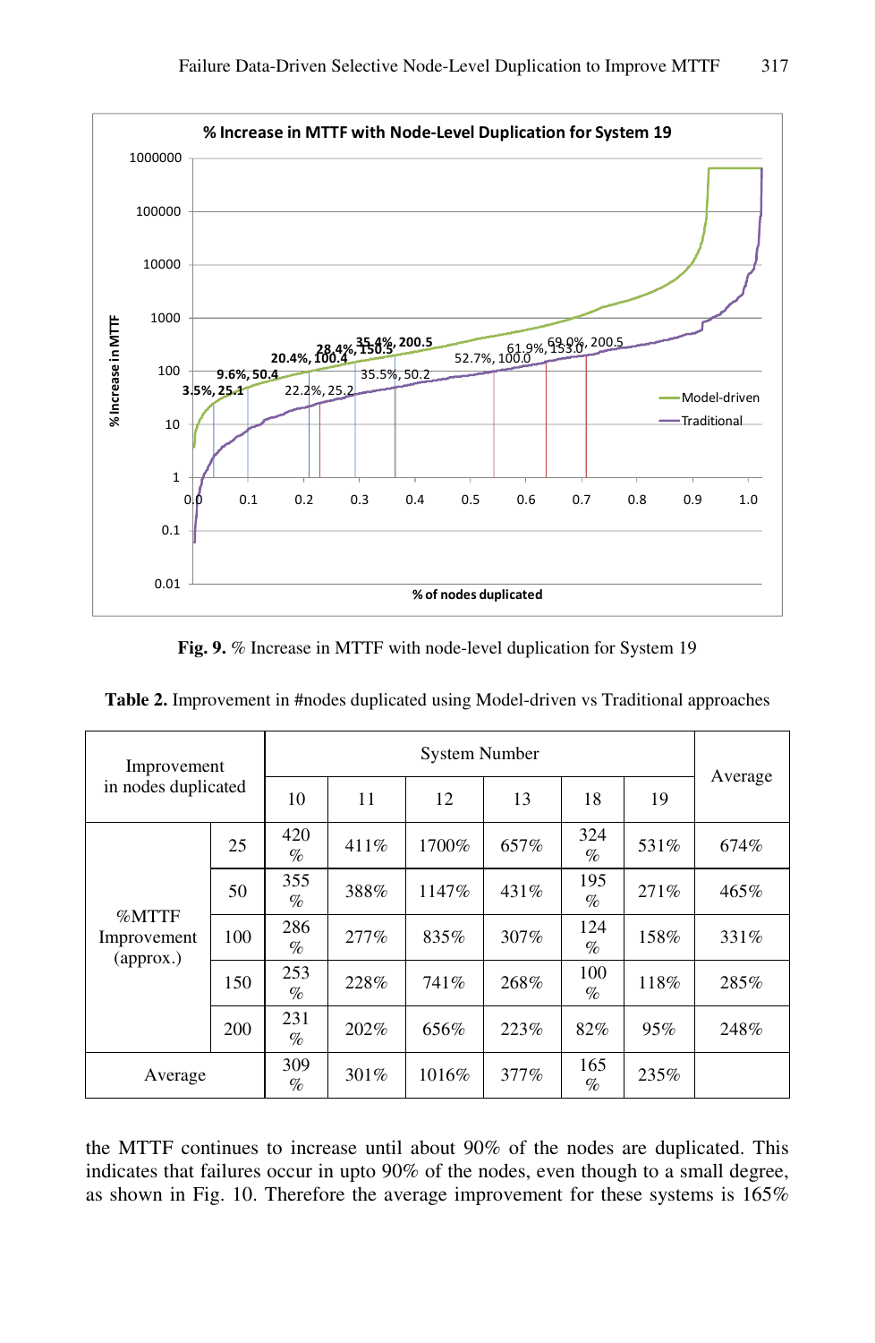**Fig. 9.** % Increase in MTTF with node-level duplication for System 19

**Table 2.** Improvement in #nodes duplicated using Model-driven vs Traditional approaches

| Improvement in nodes duplicated | | System Number | | | | | | Average |
|---|---|---|---|---|---|---|---|---|
| | | 10 | 11 | 12 | 13 | 18 | 19 | |
| %MTTF Improvement (approx.) | 25 | 420% | 411% | 1700% | 657% | 324% | 531% | 674% |
| | 50 | 355% | 388% | 1147% | 431% | 195% | 271% | 465% |
| | 100 | 286% | 277% | 835% | 307% | 124% | 158% | 331% |
| | 150 | 253% | 228% | 741% | 268% | 100% | 118% | 285% |
| | 200 | 231% | 202% | 656% | 223% | 82% | 95% | 248% |
| Average | | 309% | 301% | 1016% | 377% | 165% | 235% | |

the MTTF continues to increase until about 90% of the nodes are duplicated. This indicates that failures occur in upto 90% of the nodes, even though to a small degree, as shown in Fig. 10. Therefore the average improvement for these systems is 165%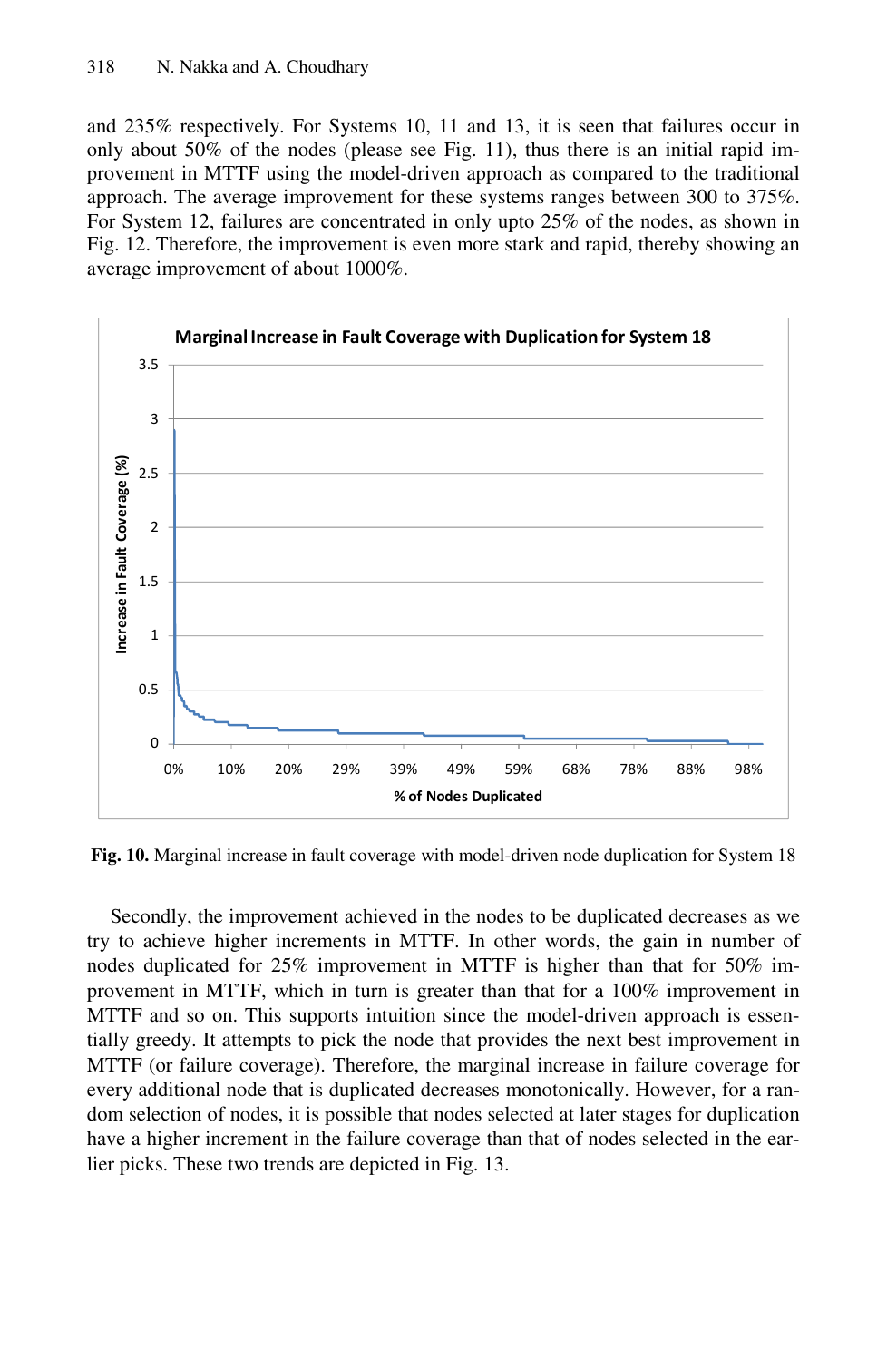and 235% respectively. For Systems 10, 11 and 13, it is seen that failures occur in only about 50% of the nodes (please see Fig. 11), thus there is an initial rapid improvement in MTTF using the model-driven approach as compared to the traditional approach. The average improvement for these systems ranges between 300 to 375%. For System 12, failures are concentrated in only upto 25% of the nodes, as shown in Fig. 12. Therefore, the improvement is even more stark and rapid, thereby showing an average improvement of about 1000%.

**Fig. 10.** Marginal increase in fault coverage with model-driven node duplication for System 18

Secondly, the improvement achieved in the nodes to be duplicated decreases as we try to achieve higher increments in MTTF. In other words, the gain in number of nodes duplicated for 25% improvement in MTTF is higher than that for 50% improvement in MTTF, which in turn is greater than that for a 100% improvement in MTTF and so on. This supports intuition since the model-driven approach is essentially greedy. It attempts to pick the node that provides the next best improvement in MTTF (or failure coverage). Therefore, the marginal increase in failure coverage for every additional node that is duplicated decreases monotonically. However, for a random selection of nodes, it is possible that nodes selected at later stages for duplication have a higher increment in the failure coverage than that of nodes selected in the earlier picks. These two trends are depicted in Fig. 13.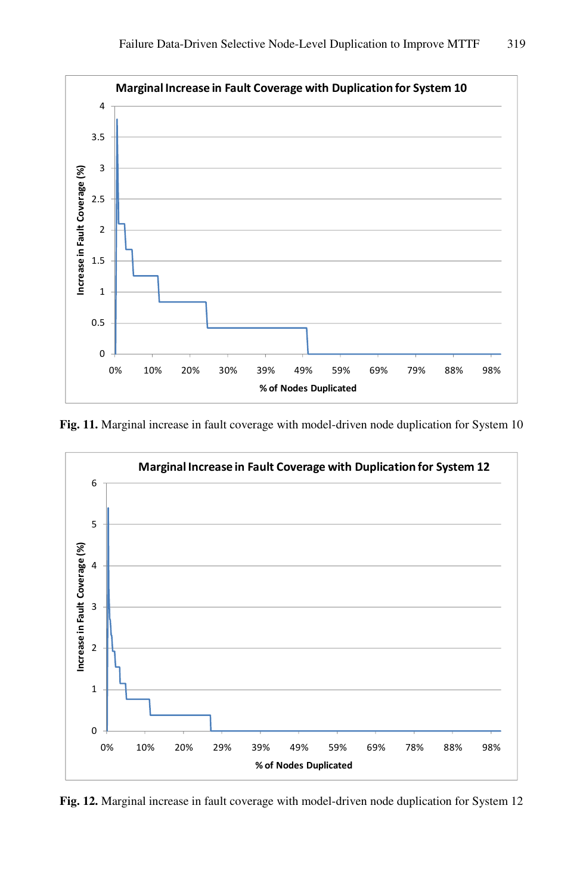Fig. 11. Marginal increase in fault coverage with model-driven node duplication for System 10

Fig. 12. Marginal increase in fault coverage with model-driven node duplication for System 12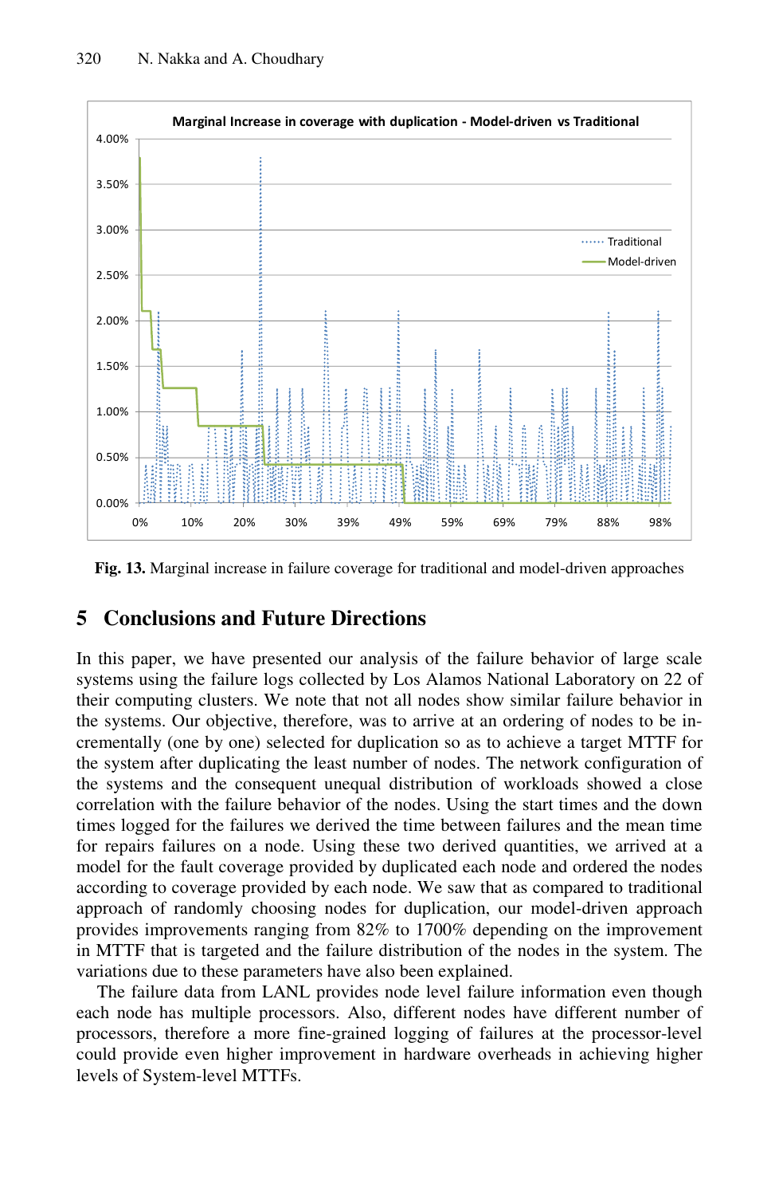Marginal Increase in coverage with duplication - Model-driven vs Traditional

4.00%
3.50%
3.00%
2.50%
2.00%
1.50%
1.00%
0.50%
0.00%

0% 10% 20% 30% 39% 49% 59% 69% 79% 88% 98%

Traditional
Model-driven

**Fig. 13.** Marginal increase in failure coverage for traditional and model-driven approaches

## 5 Conclusions and Future Directions

In this paper, we have presented our analysis of the failure behavior of large scale systems using the failure logs collected by Los Alamos National Laboratory on 22 of their computing clusters. We note that not all nodes show similar failure behavior in the systems. Our objective, therefore, was to arrive at an ordering of nodes to be incrementally (one by one) selected for duplication so as to achieve a target MTTF for the system after duplicating the least number of nodes. The network configuration of the systems and the consequent unequal distribution of workloads showed a close correlation with the failure behavior of the nodes. Using the start times and the down times logged for the failures we derived the time between failures and the mean time for repairs failures on a node. Using these two derived quantities, we arrived at a model for the fault coverage provided by duplicated each node and ordered the nodes according to coverage provided by each node. We saw that as compared to traditional approach of randomly choosing nodes for duplication, our model-driven approach provides improvements ranging from 82% to 1700% depending on the improvement in MTTF that is targeted and the failure distribution of the nodes in the system. The variations due to these parameters have also been explained.

The failure data from LANL provides node level failure information even though each node has multiple processors. Also, different nodes have different number of processors, therefore a more fine-grained logging of failures at the processor-level could provide even higher improvement in hardware overheads in achieving higher levels of System-level MTTFs.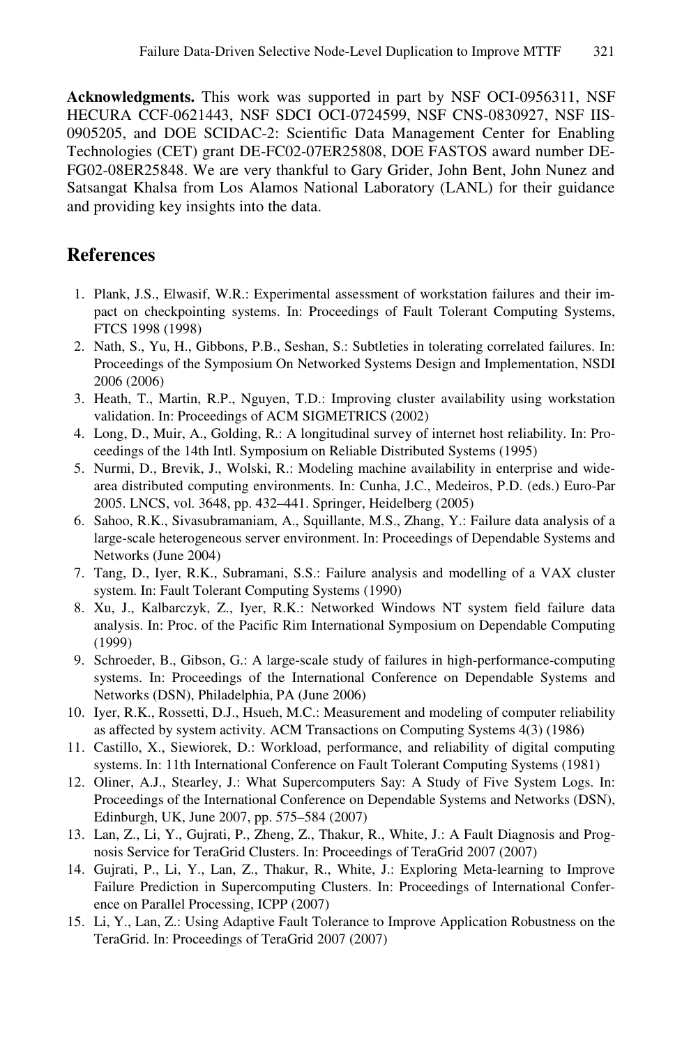**Acknowledgments.** This work was supported in part by NSF OCI-0956311, NSF HECURA CCF-0621443, NSF SDCI OCI-0724599, NSF CNS-0830927, NSF IIS-0905205, and DOE SCIDAC-2: Scientific Data Management Center for Enabling Technologies (CET) grant DE-FC02-07ER25808, DOE FASTOS award number DE-FG02-08ER25848. We are very thankful to Gary Grider, John Bent, John Nunez and Satsangat Khalsa from Los Alamos National Laboratory (LANL) for their guidance and providing key insights into the data.

## References

1. Plank, J.S., Elwasif, W.R.: Experimental assessment of workstation failures and their impact on checkpointing systems. In: Proceedings of Fault Tolerant Computing Systems, FTCS 1998 (1998)
2. Nath, S., Yu, H., Gibbons, P.B., Seshan, S.: Subtleties in tolerating correlated failures. In: Proceedings of the Symposium On Networked Systems Design and Implementation, NSDI 2006 (2006)
3. Heath, T., Martin, R.P., Nguyen, T.D.: Improving cluster availability using workstation validation. In: Proceedings of ACM SIGMETRICS (2002)
4. Long, D., Muir, A., Golding, R.: A longitudinal survey of internet host reliability. In: Proceedings of the 14th Intl. Symposium on Reliable Distributed Systems (1995)
5. Nurmi, D., Brevik, J., Wolski, R.: Modeling machine availability in enterprise and wide-area distributed computing environments. In: Cunha, J.C., Medeiros, P.D. (eds.) Euro-Par 2005. LNCS, vol. 3648, pp. 432–441. Springer, Heidelberg (2005)
6. Sahoo, R.K., Sivasubramaniam, A., Squillante, M.S., Zhang, Y.: Failure data analysis of a large-scale heterogeneous server environment. In: Proceedings of Dependable Systems and Networks (June 2004)
7. Tang, D., Iyer, R.K., Subramani, S.S.: Failure analysis and modelling of a VAX cluster system. In: Fault Tolerant Computing Systems (1990)
8. Xu, J., Kalbarczyk, Z., Iyer, R.K.: Networked Windows NT system field failure data analysis. In: Proc. of the Pacific Rim International Symposium on Dependable Computing (1999)
9. Schroeder, B., Gibson, G.: A large-scale study of failures in high-performance-computing systems. In: Proceedings of the International Conference on Dependable Systems and Networks (DSN), Philadelphia, PA (June 2006)
10. Iyer, R.K., Rossetti, D.J., Hsueh, M.C.: Measurement and modeling of computer reliability as affected by system activity. ACM Transactions on Computing Systems 4(3) (1986)
11. Castillo, X., Siewiorek, D.: Workload, performance, and reliability of digital computing systems. In: 11th International Conference on Fault Tolerant Computing Systems (1981)
12. Oliner, A.J., Stearley, J.: What Supercomputers Say: A Study of Five System Logs. In: Proceedings of the International Conference on Dependable Systems and Networks (DSN), Edinburgh, UK, June 2007, pp. 575–584 (2007)
13. Lan, Z., Li, Y., Gujrati, P., Zheng, Z., Thakur, R., White, J.: A Fault Diagnosis and Prognosis Service for TeraGrid Clusters. In: Proceedings of TeraGrid 2007 (2007)
14. Gujrati, P., Li, Y., Lan, Z., Thakur, R., White, J.: Exploring Meta-learning to Improve Failure Prediction in Supercomputing Clusters. In: Proceedings of International Conference on Parallel Processing, ICPP (2007)
15. Li, Y., Lan, Z.: Using Adaptive Fault Tolerance to Improve Application Robustness on the TeraGrid. In: Proceedings of TeraGrid 2007 (2007)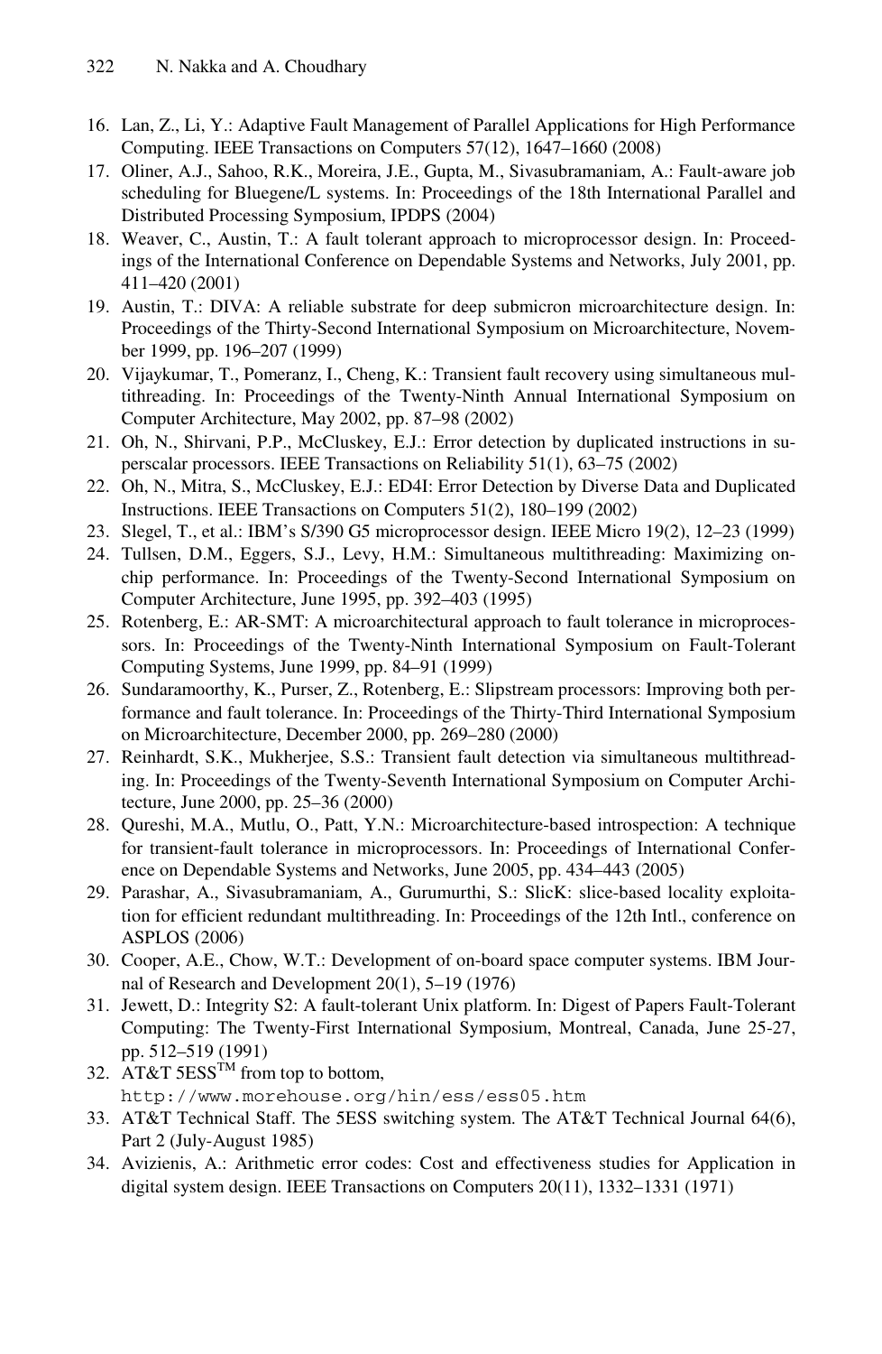16. Lan, Z., Li, Y.: Adaptive Fault Management of Parallel Applications for High Performance Computing. IEEE Transactions on Computers 57(12), 1647–1660 (2008)
17. Oliner, A.J., Sahoo, R.K., Moreira, J.E., Gupta, M., Sivasubramaniam, A.: Fault-aware job scheduling for Bluegene/L systems. In: Proceedings of the 18th International Parallel and Distributed Processing Symposium, IPDPS (2004)
18. Weaver, C., Austin, T.: A fault tolerant approach to microprocessor design. In: Proceedings of the International Conference on Dependable Systems and Networks, July 2001, pp. 411–420 (2001)
19. Austin, T.: DIVA: A reliable substrate for deep submicron microarchitecture design. In: Proceedings of the Thirty-Second International Symposium on Microarchitecture, November 1999, pp. 196–207 (1999)
20. Vijaykumar, T., Pomeranz, I., Cheng, K.: Transient fault recovery using simultaneous multithreading. In: Proceedings of the Twenty-Ninth Annual International Symposium on Computer Architecture, May 2002, pp. 87–98 (2002)
21. Oh, N., Shirvani, P.P., McCluskey, E.J.: Error detection by duplicated instructions in superscalar processors. IEEE Transactions on Reliability 51(1), 63–75 (2002)
22. Oh, N., Mitra, S., McCluskey, E.J.: ED4I: Error Detection by Diverse Data and Duplicated Instructions. IEEE Transactions on Computers 51(2), 180–199 (2002)
23. Slegel, T., et al.: IBM's S/390 G5 microprocessor design. IEEE Micro 19(2), 12–23 (1999)
24. Tullsen, D.M., Eggers, S.J., Levy, H.M.: Simultaneous multithreading: Maximizing on-chip performance. In: Proceedings of the Twenty-Second International Symposium on Computer Architecture, June 1995, pp. 392–403 (1995)
25. Rotenberg, E.: AR-SMT: A microarchitectural approach to fault tolerance in microprocessors. In: Proceedings of the Twenty-Ninth International Symposium on Fault-Tolerant Computing Systems, June 1999, pp. 84–91 (1999)
26. Sundaramoorthy, K., Purser, Z., Rotenberg, E.: Slipstream processors: Improving both performance and fault tolerance. In: Proceedings of the Thirty-Third International Symposium on Microarchitecture, December 2000, pp. 269–280 (2000)
27. Reinhardt, S.K., Mukherjee, S.S.: Transient fault detection via simultaneous multithreading. In: Proceedings of the Twenty-Seventh International Symposium on Computer Architecture, June 2000, pp. 25–36 (2000)
28. Qureshi, M.A., Mutlu, O., Patt, Y.N.: Microarchitecture-based introspection: A technique for transient-fault tolerance in microprocessors. In: Proceedings of International Conference on Dependable Systems and Networks, June 2005, pp. 434–443 (2005)
29. Parashar, A., Sivasubramaniam, A., Gurumurthi, S.: SlicK: slice-based locality exploitation for efficient redundant multithreading. In: Proceedings of the 12th Intl., conference on ASPLOS (2006)
30. Cooper, A.E., Chow, W.T.: Development of on-board space computer systems. IBM Journal of Research and Development 20(1), 5–19 (1976)
31. Jewett, D.: Integrity S2: A fault-tolerant Unix platform. In: Digest of Papers Fault-Tolerant Computing: The Twenty-First International Symposium, Montreal, Canada, June 25-27, pp. 512–519 (1991)
32. AT&T 5ESS[TM] from top to bottom, http://www.morehouse.org/hin/ess/ess05.htm
33. AT&T Technical Staff. The 5ESS switching system. The AT&T Technical Journal 64(6), Part 2 (July-August 1985)
34. Avizienis, A.: Arithmetic error codes: Cost and effectiveness studies for Application in digital system design. IEEE Transactions on Computers 20(11), 1332–1331 (1971)